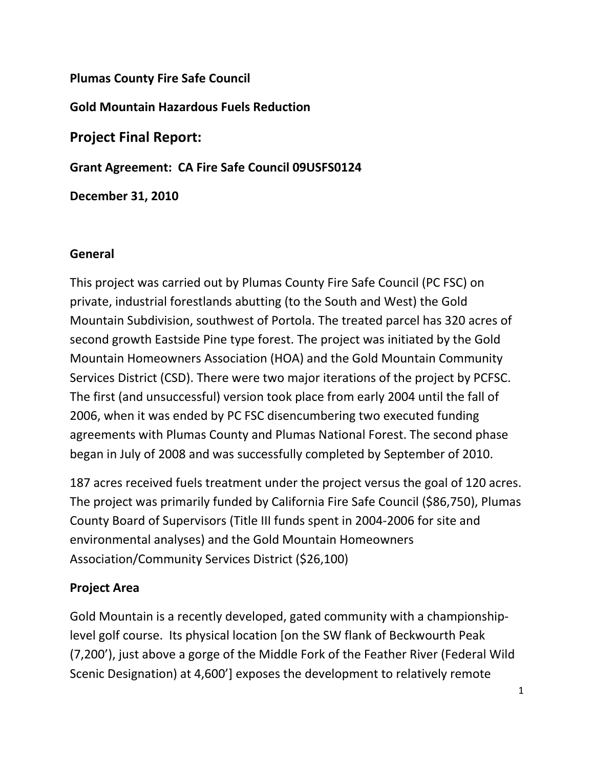**Plumas County Fire Safe Council**

**Gold Mountain Hazardous Fuels Reduction**

# Project Final Report:

**Grant Agreement: CA Fire Safe Council 09USFS0124**

**December 31, 2010**

## General

This project was carried out by Plumas County Fire Safe Council (PC FSC) on private, industrial forestlands abutting (to the South and West) the Gold Mountain Subdivision, southwest of Portola. The treated parcel has 320 acres of second growth Eastside Pine type forest. The project was initiated by the Gold Mountain Homeowners Association (HOA) and the Gold Mountain Community Services District (CSD). There were two major iterations of the project by PCFSC. The first (and unsuccessful) version took place from early 2004 until the fall of 2006, when it was ended by PC FSC disencumbering two executed funding agreements with Plumas County and Plumas National Forest. The second phase began in July of 2008 and was successfully completed by September of 2010.

187 acres received fuels treatment under the project versus the goal of 120 acres. The project was primarily funded by California Fire Safe Council ($86,750), Plumas County Board of Supervisors (Title III funds spent in 2004-2006 for site and environmental analyses) and the Gold Mountain Homeowners Association/Community Services District ($26,100)

## Project Area

Gold Mountain is a recently developed, gated community with a championship-level golf course. Its physical location [on the SW flank of Beckwourth Peak (7,200'), just above a gorge of the Middle Fork of the Feather River (Federal Wild Scenic Designation) at 4,600'] exposes the development to relatively remote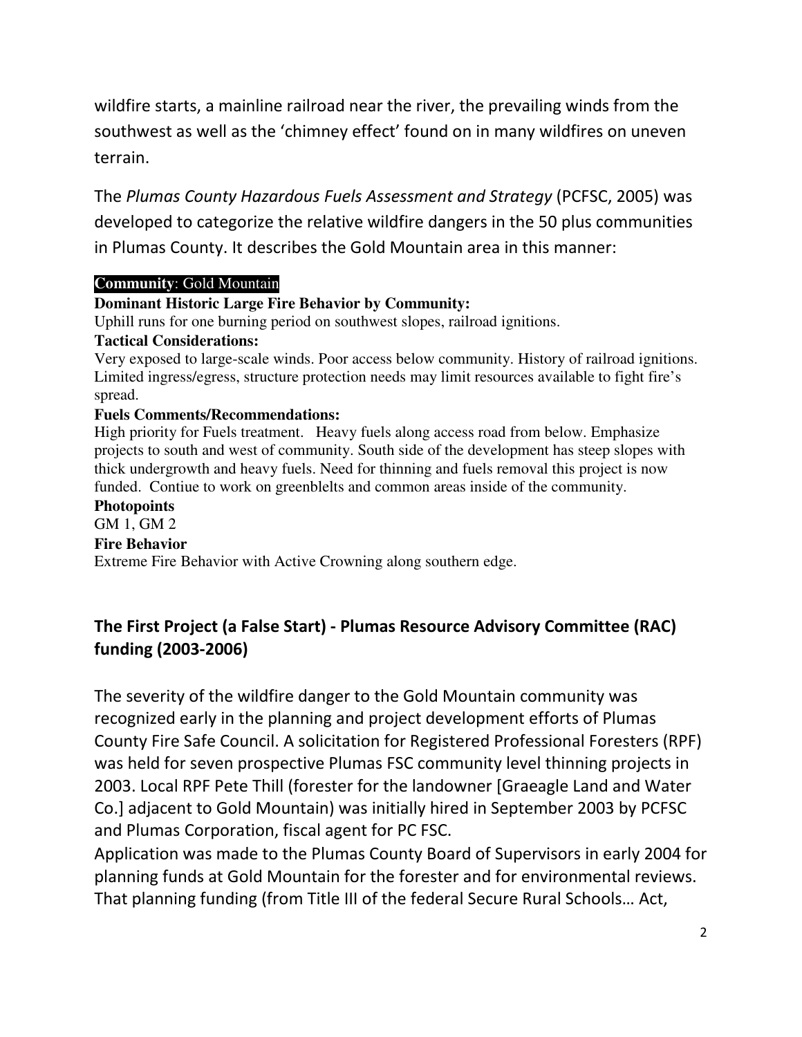wildfire starts, a mainline railroad near the river, the prevailing winds from the southwest as well as the 'chimney effect' found on in many wildfires on uneven terrain.

The *Plumas County Hazardous Fuels Assessment and Strategy* (PCFSC, 2005) was developed to categorize the relative wildfire dangers in the 50 plus communities in Plumas County. It describes the Gold Mountain area in this manner:

**Community**: Gold Mountain

**Dominant Historic Large Fire Behavior by Community:**

Uphill runs for one burning period on southwest slopes, railroad ignitions.

**Tactical Considerations:**

Very exposed to large-scale winds. Poor access below community. History of railroad ignitions. Limited ingress/egress, structure protection needs may limit resources available to fight fire's spread.

**Fuels Comments/Recommendations:**

High priority for Fuels treatment. Heavy fuels along access road from below. Emphasize projects to south and west of community. South side of the development has steep slopes with thick undergrowth and heavy fuels. Need for thinning and fuels removal this project is now funded. Contiue to work on greenblelts and common areas inside of the community.

**Photopoints**

GM 1, GM 2

**Fire Behavior**

Extreme Fire Behavior with Active Crowning along southern edge.

## The First Project (a False Start) - Plumas Resource Advisory Committee (RAC) funding (2003-2006)

The severity of the wildfire danger to the Gold Mountain community was recognized early in the planning and project development efforts of Plumas County Fire Safe Council. A solicitation for Registered Professional Foresters (RPF) was held for seven prospective Plumas FSC community level thinning projects in 2003. Local RPF Pete Thill (forester for the landowner [Graeagle Land and Water Co.] adjacent to Gold Mountain) was initially hired in September 2003 by PCFSC and Plumas Corporation, fiscal agent for PC FSC.

Application was made to the Plumas County Board of Supervisors in early 2004 for planning funds at Gold Mountain for the forester and for environmental reviews. That planning funding (from Title III of the federal Secure Rural Schools… Act,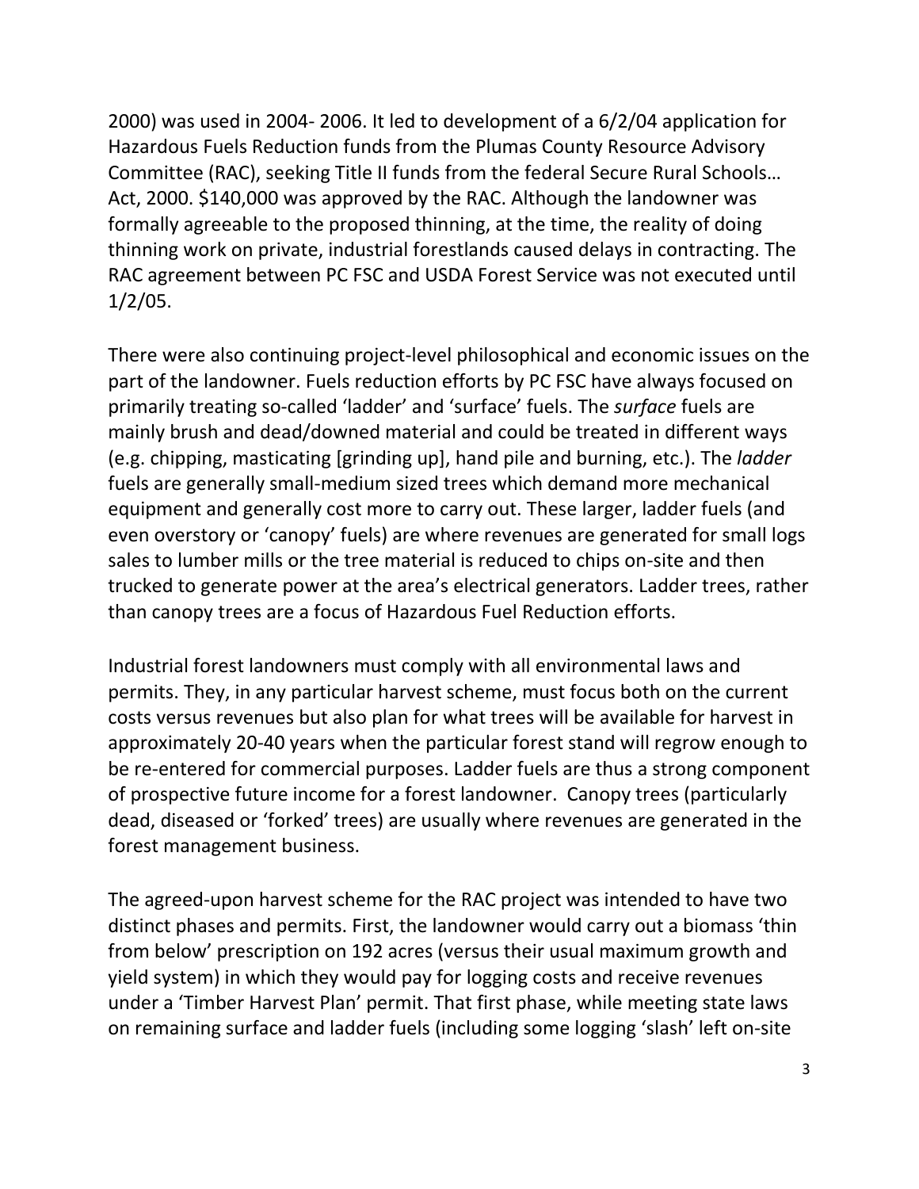2000) was used in 2004- 2006. It led to development of a 6/2/04 application for Hazardous Fuels Reduction funds from the Plumas County Resource Advisory Committee (RAC), seeking Title II funds from the federal Secure Rural Schools… Act, 2000. $140,000 was approved by the RAC. Although the landowner was formally agreeable to the proposed thinning, at the time, the reality of doing thinning work on private, industrial forestlands caused delays in contracting. The RAC agreement between PC FSC and USDA Forest Service was not executed until 1/2/05.

There were also continuing project-level philosophical and economic issues on the part of the landowner. Fuels reduction efforts by PC FSC have always focused on primarily treating so-called 'ladder' and 'surface' fuels. The *surface* fuels are mainly brush and dead/downed material and could be treated in different ways (e.g. chipping, masticating [grinding up], hand pile and burning, etc.). The *ladder* fuels are generally small-medium sized trees which demand more mechanical equipment and generally cost more to carry out. These larger, ladder fuels (and even overstory or 'canopy' fuels) are where revenues are generated for small logs sales to lumber mills or the tree material is reduced to chips on-site and then trucked to generate power at the area's electrical generators. Ladder trees, rather than canopy trees are a focus of Hazardous Fuel Reduction efforts.

Industrial forest landowners must comply with all environmental laws and permits. They, in any particular harvest scheme, must focus both on the current costs versus revenues but also plan for what trees will be available for harvest in approximately 20-40 years when the particular forest stand will regrow enough to be re-entered for commercial purposes. Ladder fuels are thus a strong component of prospective future income for a forest landowner. Canopy trees (particularly dead, diseased or 'forked' trees) are usually where revenues are generated in the forest management business.

The agreed-upon harvest scheme for the RAC project was intended to have two distinct phases and permits. First, the landowner would carry out a biomass 'thin from below' prescription on 192 acres (versus their usual maximum growth and yield system) in which they would pay for logging costs and receive revenues under a 'Timber Harvest Plan' permit. That first phase, while meeting state laws on remaining surface and ladder fuels (including some logging 'slash' left on-site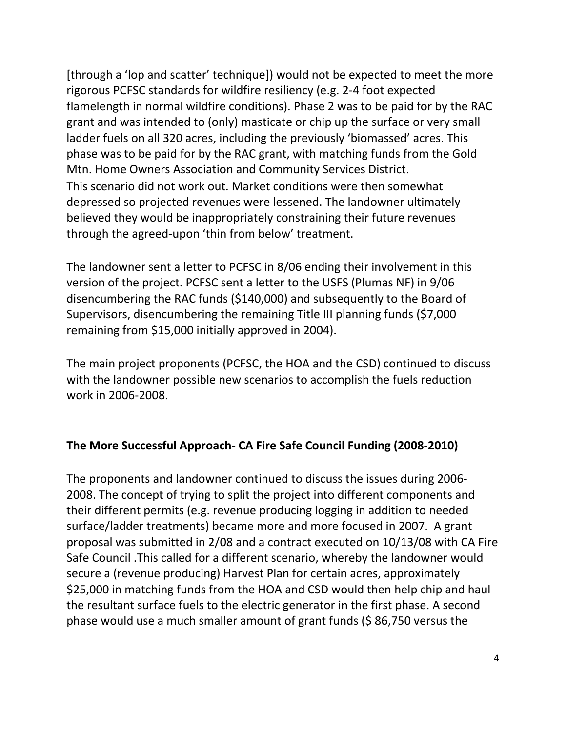[through a 'lop and scatter' technique]) would not be expected to meet the more rigorous PCFSC standards for wildfire resiliency (e.g. 2-4 foot expected flamelength in normal wildfire conditions). Phase 2 was to be paid for by the RAC grant and was intended to (only) masticate or chip up the surface or very small ladder fuels on all 320 acres, including the previously 'biomassed' acres. This phase was to be paid for by the RAC grant, with matching funds from the Gold Mtn. Home Owners Association and Community Services District.
This scenario did not work out. Market conditions were then somewhat depressed so projected revenues were lessened. The landowner ultimately believed they would be inappropriately constraining their future revenues through the agreed-upon 'thin from below' treatment.

The landowner sent a letter to PCFSC in 8/06 ending their involvement in this version of the project. PCFSC sent a letter to the USFS (Plumas NF) in 9/06 disencumbering the RAC funds ($140,000) and subsequently to the Board of Supervisors, disencumbering the remaining Title III planning funds ($7,000 remaining from $15,000 initially approved in 2004).

The main project proponents (PCFSC, the HOA and the CSD) continued to discuss with the landowner possible new scenarios to accomplish the fuels reduction work in 2006-2008.

## The More Successful Approach- CA Fire Safe Council Funding (2008-2010)

The proponents and landowner continued to discuss the issues during 2006-2008. The concept of trying to split the project into different components and their different permits (e.g. revenue producing logging in addition to needed surface/ladder treatments) became more and more focused in 2007. A grant proposal was submitted in 2/08 and a contract executed on 10/13/08 with CA Fire Safe Council .This called for a different scenario, whereby the landowner would secure a (revenue producing) Harvest Plan for certain acres, approximately $25,000 in matching funds from the HOA and CSD would then help chip and haul the resultant surface fuels to the electric generator in the first phase. A second phase would use a much smaller amount of grant funds ($ 86,750 versus the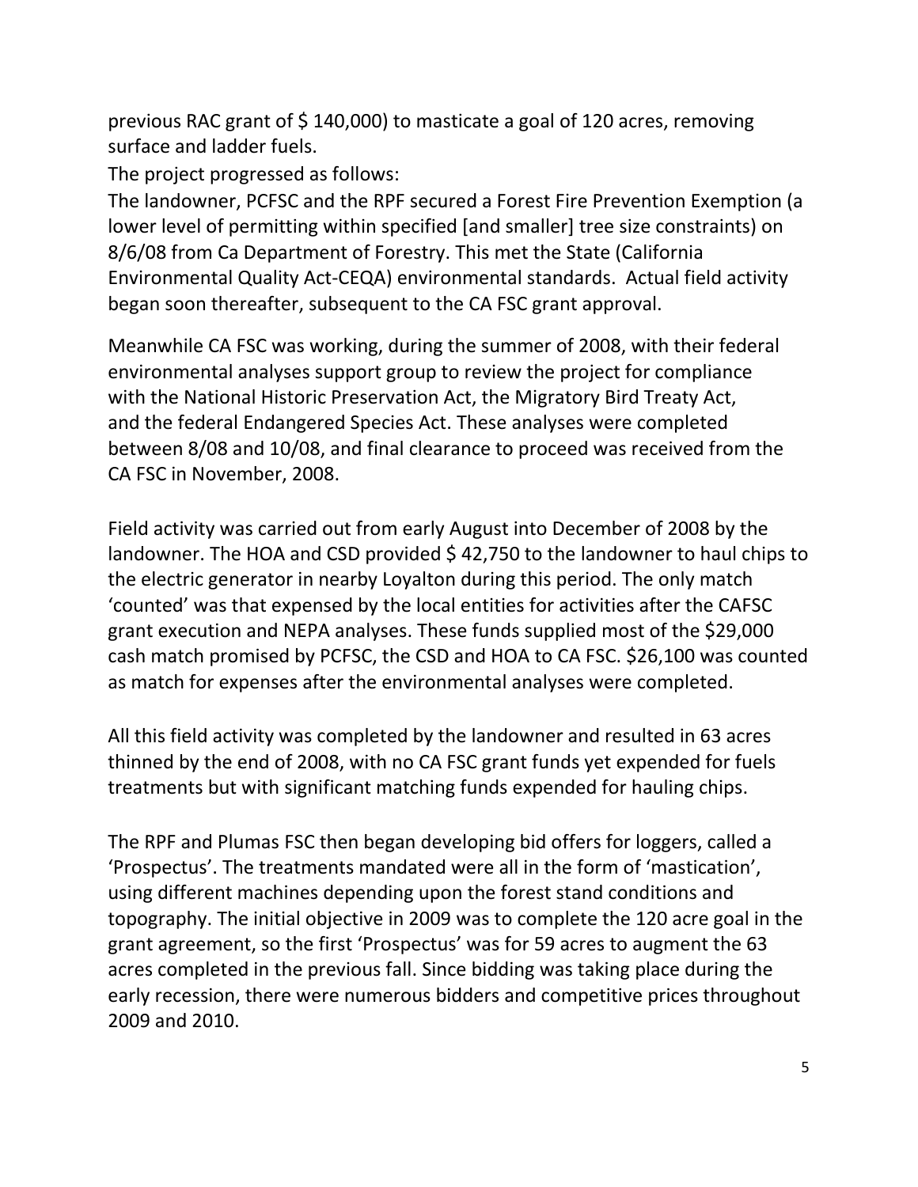previous RAC grant of $ 140,000) to masticate a goal of 120 acres, removing surface and ladder fuels.

The project progressed as follows:

The landowner, PCFSC and the RPF secured a Forest Fire Prevention Exemption (a lower level of permitting within specified [and smaller] tree size constraints) on 8/6/08 from Ca Department of Forestry. This met the State (California Environmental Quality Act-CEQA) environmental standards. Actual field activity began soon thereafter, subsequent to the CA FSC grant approval.

Meanwhile CA FSC was working, during the summer of 2008, with their federal environmental analyses support group to review the project for compliance with the National Historic Preservation Act, the Migratory Bird Treaty Act, and the federal Endangered Species Act. These analyses were completed between 8/08 and 10/08, and final clearance to proceed was received from the CA FSC in November, 2008.

Field activity was carried out from early August into December of 2008 by the landowner. The HOA and CSD provided $ 42,750 to the landowner to haul chips to the electric generator in nearby Loyalton during this period. The only match 'counted' was that expensed by the local entities for activities after the CAFSC grant execution and NEPA analyses. These funds supplied most of the $29,000 cash match promised by PCFSC, the CSD and HOA to CA FSC. $26,100 was counted as match for expenses after the environmental analyses were completed.

All this field activity was completed by the landowner and resulted in 63 acres thinned by the end of 2008, with no CA FSC grant funds yet expended for fuels treatments but with significant matching funds expended for hauling chips.

The RPF and Plumas FSC then began developing bid offers for loggers, called a 'Prospectus'. The treatments mandated were all in the form of 'mastication', using different machines depending upon the forest stand conditions and topography. The initial objective in 2009 was to complete the 120 acre goal in the grant agreement, so the first 'Prospectus' was for 59 acres to augment the 63 acres completed in the previous fall. Since bidding was taking place during the early recession, there were numerous bidders and competitive prices throughout 2009 and 2010.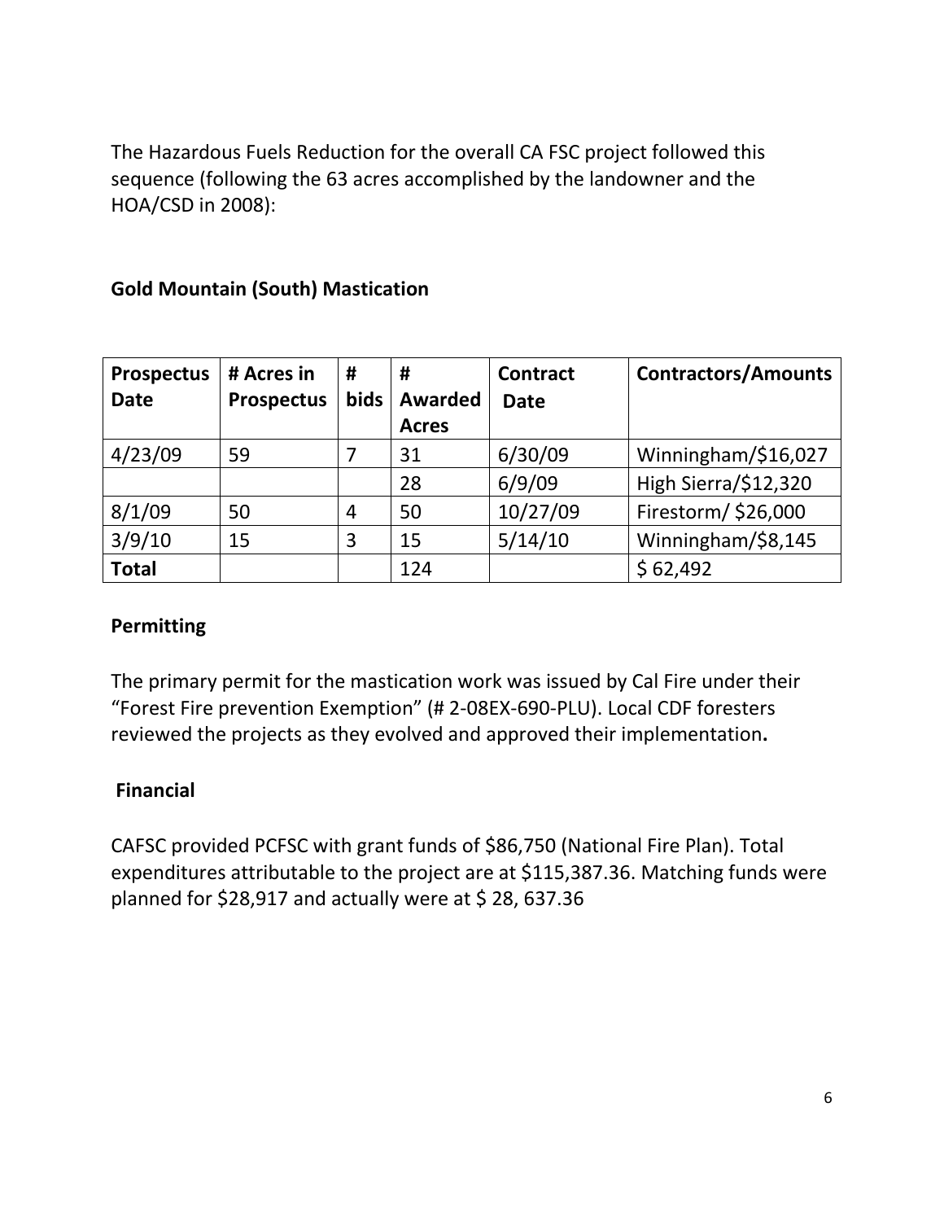The Hazardous Fuels Reduction for the overall CA FSC project followed this sequence (following the 63 acres accomplished by the landowner and the HOA/CSD in 2008):

**Gold Mountain (South) Mastication**

| Prospectus Date | # Acres in Prospectus | # bids | # Awarded Acres | Contract Date | Contractors/Amounts |
|---|---|---|---|---|---|
| 4/23/09 | 59 | 7 | 31 | 6/30/09 | Winningham/$16,027 |
| | | | 28 | 6/9/09 | High Sierra/$12,320 |
| 8/1/09 | 50 | 4 | 50 | 10/27/09 | Firestorm/ $26,000 |
| 3/9/10 | 15 | 3 | 15 | 5/14/10 | Winningham/$8,145 |
| **Total** | | | 124 | | $ 62,492 |

**Permitting**

The primary permit for the mastication work was issued by Cal Fire under their "Forest Fire prevention Exemption" (# 2-08EX-690-PLU). Local CDF foresters reviewed the projects as they evolved and approved their implementation**.**

**Financial**

CAFSC provided PCFSC with grant funds of $86,750 (National Fire Plan). Total expenditures attributable to the project are at $115,387.36. Matching funds were planned for $28,917 and actually were at $ 28, 637.36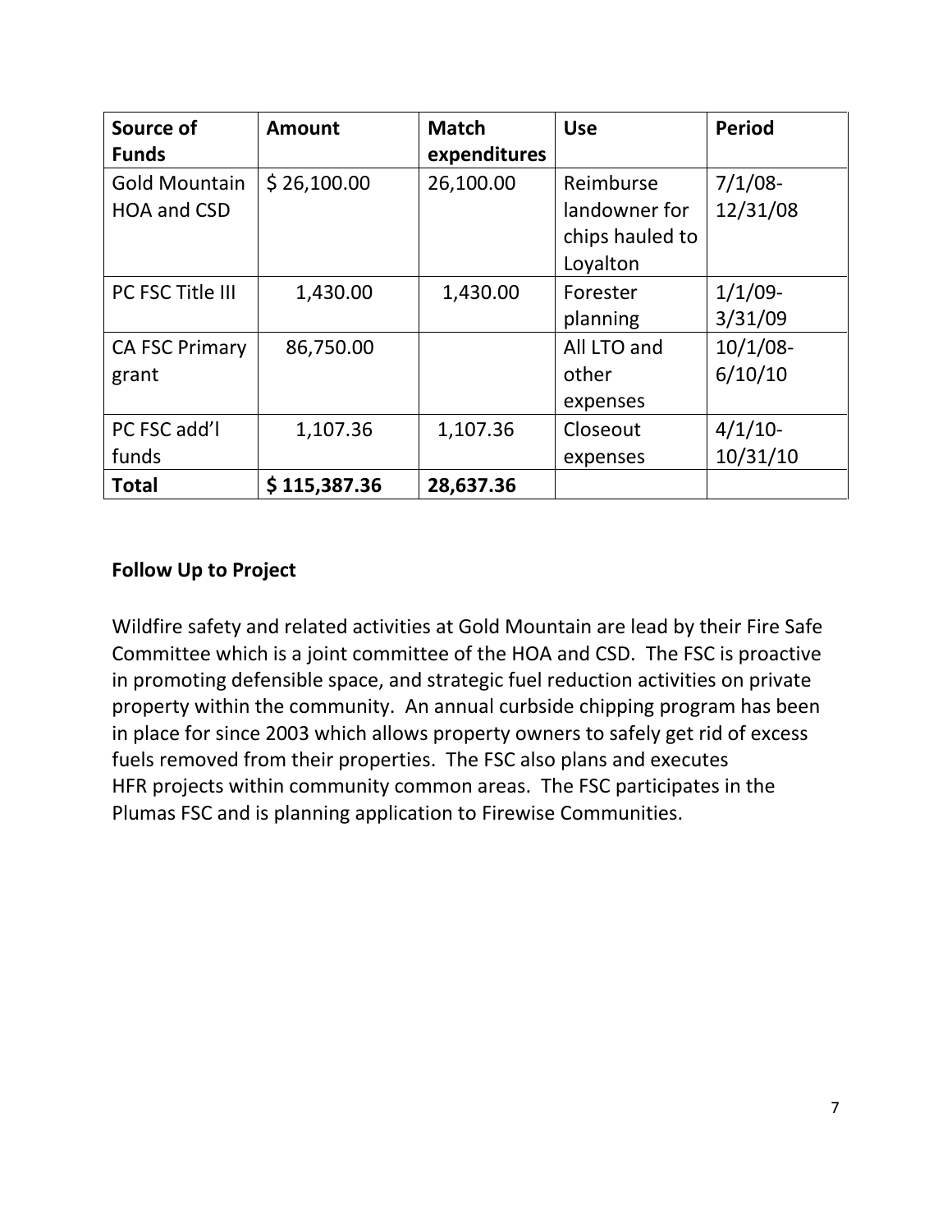| Source of Funds | Amount | Match expenditures | Use | Period |
|---|---|---|---|---|
| Gold Mountain HOA and CSD | $ 26,100.00 | 26,100.00 | Reimburse landowner for chips hauled to Loyalton | 7/1/08-12/31/08 |
| PC FSC Title III | 1,430.00 | 1,430.00 | Forester planning | 1/1/09-3/31/09 |
| CA FSC Primary grant | 86,750.00 | | All LTO and other expenses | 10/1/08-6/10/10 |
| PC FSC add'l funds | 1,107.36 | 1,107.36 | Closeout expenses | 4/1/10-10/31/10 |
| **Total** | **$ 115,387.36** | **28,637.36** | | |

**Follow Up to Project**

Wildfire safety and related activities at Gold Mountain are lead by their Fire Safe Committee which is a joint committee of the HOA and CSD. The FSC is proactive in promoting defensible space, and strategic fuel reduction activities on private property within the community. An annual curbside chipping program has been in place for since 2003 which allows property owners to safely get rid of excess fuels removed from their properties. The FSC also plans and executes HFR projects within community common areas. The FSC participates in the Plumas FSC and is planning application to Firewise Communities.